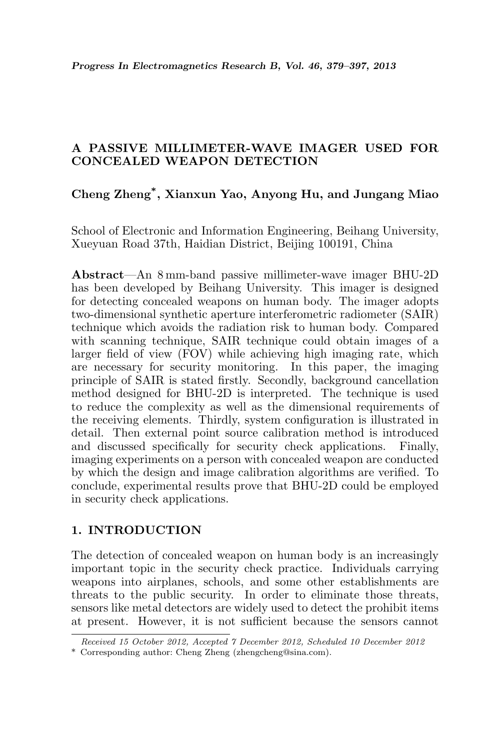# A PASSIVE MILLIMETER-WAVE IMAGER USED FOR CONCEALED WEAPON DETECTION

**Cheng Zheng*, Xianxun Yao, Anyong Hu, and Jungang Miao**

School of Electronic and Information Engineering, Beihang University, Xueyuan Road 37th, Haidian District, Beijing 100191, China

**Abstract**—An 8 mm-band passive millimeter-wave imager BHU-2D has been developed by Beihang University. This imager is designed for detecting concealed weapons on human body. The imager adopts two-dimensional synthetic aperture interferometric radiometer (SAIR) technique which avoids the radiation risk to human body. Compared with scanning technique, SAIR technique could obtain images of a larger field of view (FOV) while achieving high imaging rate, which are necessary for security monitoring. In this paper, the imaging principle of SAIR is stated firstly. Secondly, background cancellation method designed for BHU-2D is interpreted. The technique is used to reduce the complexity as well as the dimensional requirements of the receiving elements. Thirdly, system configuration is illustrated in detail. Then external point source calibration method is introduced and discussed specifically for security check applications. Finally, imaging experiments on a person with concealed weapon are conducted by which the design and image calibration algorithms are verified. To conclude, experimental results prove that BHU-2D could be employed in security check applications.

## 1. INTRODUCTION

The detection of concealed weapon on human body is an increasingly important topic in the security check practice. Individuals carrying weapons into airplanes, schools, and some other establishments are threats to the public security. In order to eliminate those threats, sensors like metal detectors are widely used to detect the prohibit items at present. However, it is not sufficient because the sensors cannot

*Received 15 October 2012, Accepted 7 December 2012, Scheduled 10 December 2012*

* Corresponding author: Cheng Zheng (zhengcheng@sina.com).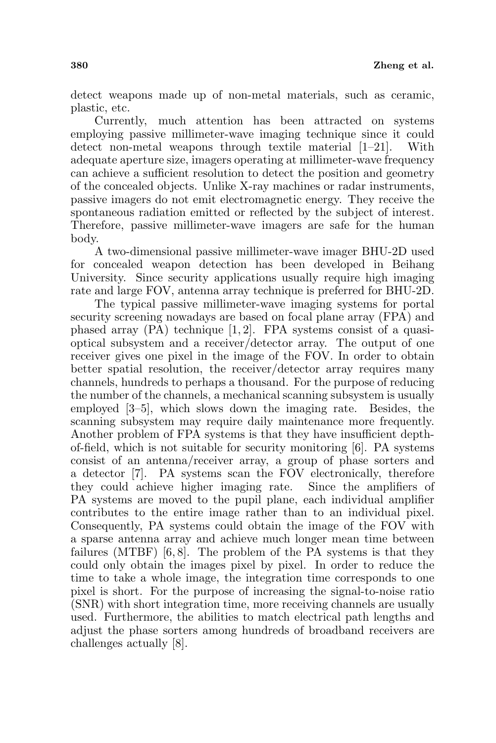detect weapons made up of non-metal materials, such as ceramic, plastic, etc.

Currently, much attention has been attracted on systems employing passive millimeter-wave imaging technique since it could detect non-metal weapons through textile material [1–21]. With adequate aperture size, imagers operating at millimeter-wave frequency can achieve a sufficient resolution to detect the position and geometry of the concealed objects. Unlike X-ray machines or radar instruments, passive imagers do not emit electromagnetic energy. They receive the spontaneous radiation emitted or reflected by the subject of interest. Therefore, passive millimeter-wave imagers are safe for the human body.

A two-dimensional passive millimeter-wave imager BHU-2D used for concealed weapon detection has been developed in Beihang University. Since security applications usually require high imaging rate and large FOV, antenna array technique is preferred for BHU-2D.

The typical passive millimeter-wave imaging systems for portal security screening nowadays are based on focal plane array (FPA) and phased array (PA) technique [1, 2]. FPA systems consist of a quasi-optical subsystem and a receiver/detector array. The output of one receiver gives one pixel in the image of the FOV. In order to obtain better spatial resolution, the receiver/detector array requires many channels, hundreds to perhaps a thousand. For the purpose of reducing the number of the channels, a mechanical scanning subsystem is usually employed [3–5], which slows down the imaging rate. Besides, the scanning subsystem may require daily maintenance more frequently. Another problem of FPA systems is that they have insufficient depth-of-field, which is not suitable for security monitoring [6]. PA systems consist of an antenna/receiver array, a group of phase sorters and a detector [7]. PA systems scan the FOV electronically, therefore they could achieve higher imaging rate. Since the amplifiers of PA systems are moved to the pupil plane, each individual amplifier contributes to the entire image rather than to an individual pixel. Consequently, PA systems could obtain the image of the FOV with a sparse antenna array and achieve much longer mean time between failures (MTBF) [6, 8]. The problem of the PA systems is that they could only obtain the images pixel by pixel. In order to reduce the time to take a whole image, the integration time corresponds to one pixel is short. For the purpose of increasing the signal-to-noise ratio (SNR) with short integration time, more receiving channels are usually used. Furthermore, the abilities to match electrical path lengths and adjust the phase sorters among hundreds of broadband receivers are challenges actually [8].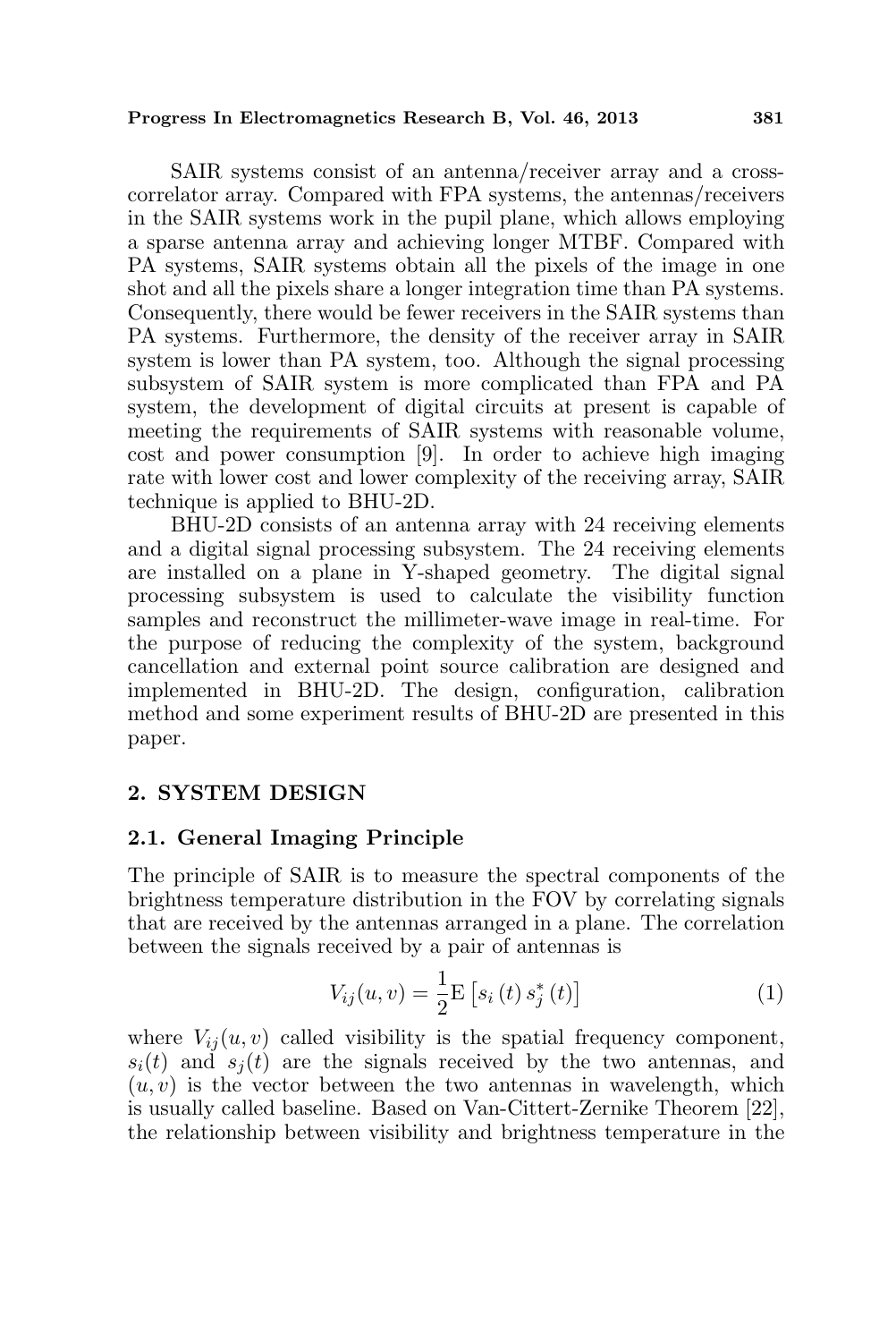SAIR systems consist of an antenna/receiver array and a cross-correlator array. Compared with FPA systems, the antennas/receivers in the SAIR systems work in the pupil plane, which allows employing a sparse antenna array and achieving longer MTBF. Compared with PA systems, SAIR systems obtain all the pixels of the image in one shot and all the pixels share a longer integration time than PA systems. Consequently, there would be fewer receivers in the SAIR systems than PA systems. Furthermore, the density of the receiver array in SAIR system is lower than PA system, too. Although the signal processing subsystem of SAIR system is more complicated than FPA and PA system, the development of digital circuits at present is capable of meeting the requirements of SAIR systems with reasonable volume, cost and power consumption [9]. In order to achieve high imaging rate with lower cost and lower complexity of the receiving array, SAIR technique is applied to BHU-2D.

BHU-2D consists of an antenna array with 24 receiving elements and a digital signal processing subsystem. The 24 receiving elements are installed on a plane in Y-shaped geometry. The digital signal processing subsystem is used to calculate the visibility function samples and reconstruct the millimeter-wave image in real-time. For the purpose of reducing the complexity of the system, background cancellation and external point source calibration are designed and implemented in BHU-2D. The design, configuration, calibration method and some experiment results of BHU-2D are presented in this paper.

## 2. SYSTEM DESIGN

### 2.1. General Imaging Principle

The principle of SAIR is to measure the spectral components of the brightness temperature distribution in the FOV by correlating signals that are received by the antennas arranged in a plane. The correlation between the signals received by a pair of antennas is

$$V_{ij}(u,v) = \frac{1}{2}\mathrm{E}\left[s_i\left(t\right)s_j^*\left(t\right)\right] \tag{1}$$

where $V_{ij}(u,v)$ called visibility is the spatial frequency component, $s_i(t)$ and $s_j(t)$ are the signals received by the two antennas, and $(u,v)$ is the vector between the two antennas in wavelength, which is usually called baseline. Based on Van-Cittert-Zernike Theorem [22], the relationship between visibility and brightness temperature in the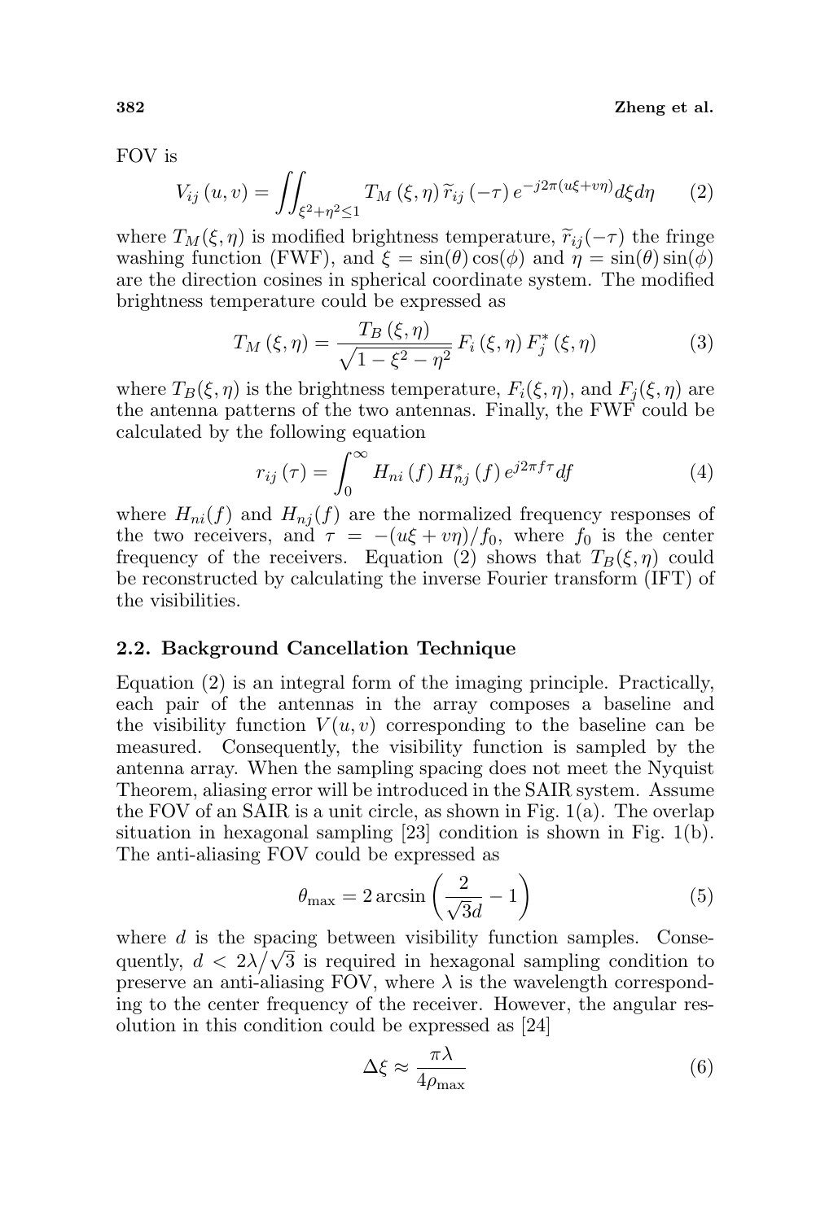FOV is

$$V_{ij}(u,v) = \iint_{\xi^2+\eta^2\leq 1} T_M(\xi,\eta)\,\widetilde{r}_{ij}(-\tau)\,e^{-j2\pi(u\xi+v\eta)}d\xi d\eta \tag{2}$$

where $T_M(\xi,\eta)$ is modified brightness temperature, $\widetilde{r}_{ij}(-\tau)$ the fringe washing function (FWF), and $\xi = \sin(\theta)\cos(\phi)$ and $\eta = \sin(\theta)\sin(\phi)$ are the direction cosines in spherical coordinate system. The modified brightness temperature could be expressed as

$$T_M(\xi,\eta) = \frac{T_B(\xi,\eta)}{\sqrt{1-\xi^2-\eta^2}} F_i(\xi,\eta)\,F_j^*(\xi,\eta) \tag{3}$$

where $T_B(\xi,\eta)$ is the brightness temperature, $F_i(\xi,\eta)$, and $F_j(\xi,\eta)$ are the antenna patterns of the two antennas. Finally, the FWF could be calculated by the following equation

$$r_{ij}(\tau) = \int_0^\infty H_{ni}(f)\,H_{nj}^*(f)\,e^{j2\pi f\tau}df \tag{4}$$

where $H_{ni}(f)$ and $H_{nj}(f)$ are the normalized frequency responses of the two receivers, and $\tau = -(u\xi+v\eta)/f_0$, where $f_0$ is the center frequency of the receivers. Equation (2) shows that $T_B(\xi,\eta)$ could be reconstructed by calculating the inverse Fourier transform (IFT) of the visibilities.

### 2.2. Background Cancellation Technique

Equation (2) is an integral form of the imaging principle. Practically, each pair of the antennas in the array composes a baseline and the visibility function $V(u,v)$ corresponding to the baseline can be measured. Consequently, the visibility function is sampled by the antenna array. When the sampling spacing does not meet the Nyquist Theorem, aliasing error will be introduced in the SAIR system. Assume the FOV of an SAIR is a unit circle, as shown in Fig. 1(a). The overlap situation in hexagonal sampling [23] condition is shown in Fig. 1(b). The anti-aliasing FOV could be expressed as

$$\theta_{\max} = 2\arcsin\left(\frac{2}{\sqrt{3}d} - 1\right) \tag{5}$$

where $d$ is the spacing between visibility function samples. Consequently, $d < 2\lambda/\sqrt{3}$ is required in hexagonal sampling condition to preserve an anti-aliasing FOV, where $\lambda$ is the wavelength corresponding to the center frequency of the receiver. However, the angular resolution in this condition could be expressed as [24]

$$\Delta\xi \approx \frac{\pi\lambda}{4\rho_{\max}} \tag{6}$$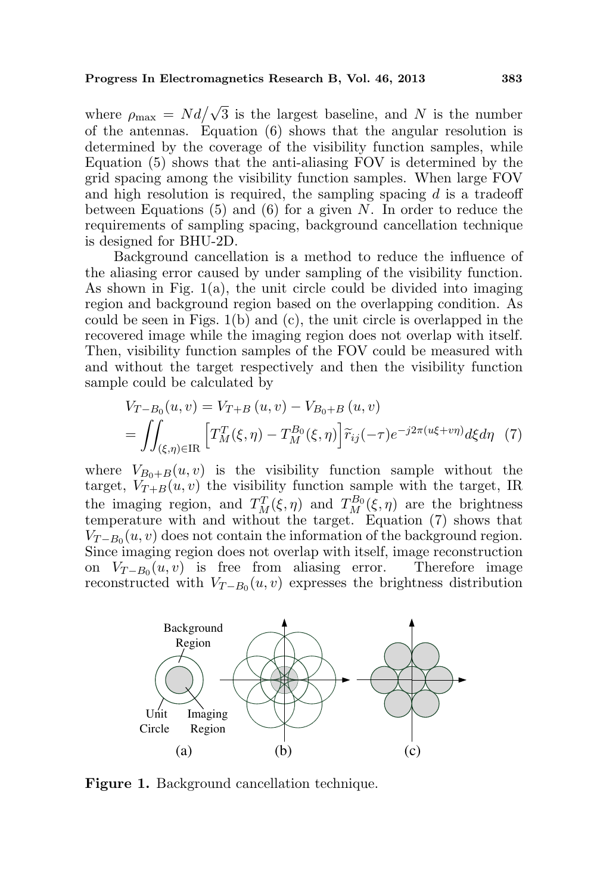where $\rho_{\max} = Nd/\sqrt{3}$ is the largest baseline, and $N$ is the number of the antennas. Equation (6) shows that the angular resolution is determined by the coverage of the visibility function samples, while Equation (5) shows that the anti-aliasing FOV is determined by the grid spacing among the visibility function samples. When large FOV and high resolution is required, the sampling spacing $d$ is a tradeoff between Equations (5) and (6) for a given $N$. In order to reduce the requirements of sampling spacing, background cancellation technique is designed for BHU-2D.

Background cancellation is a method to reduce the influence of the aliasing error caused by under sampling of the visibility function. As shown in Fig. 1(a), the unit circle could be divided into imaging region and background region based on the overlapping condition. As could be seen in Figs. 1(b) and (c), the unit circle is overlapped in the recovered image while the imaging region does not overlap with itself. Then, visibility function samples of the FOV could be measured with and without the target respectively and then the visibility function sample could be calculated by

$$
\begin{aligned}
V_{T-B_0}(u,v) &= V_{T+B}(u,v) - V_{B_0+B}(u,v) \\
&= \iint_{(\xi,\eta)\in \mathrm{IR}} \left[T_M^T(\xi,\eta) - T_M^{B_0}(\xi,\eta)\right] \widetilde{r}_{ij}(-\tau) e^{-j2\pi(u\xi+v\eta)} d\xi d\eta \quad (7)
\end{aligned}
$$

where $V_{B_0+B}(u,v)$ is the visibility function sample without the target, $V_{T+B}(u,v)$ the visibility function sample with the target, IR the imaging region, and $T_M^T(\xi,\eta)$ and $T_M^{B_0}(\xi,\eta)$ are the brightness temperature with and without the target. Equation (7) shows that $V_{T-B_0}(u,v)$ does not contain the information of the background region. Since imaging region does not overlap with itself, image reconstruction on $V_{T-B_0}(u,v)$ is free from aliasing error. Therefore image reconstructed with $V_{T-B_0}(u,v)$ expresses the brightness distribution

**Figure 1.** Background cancellation technique.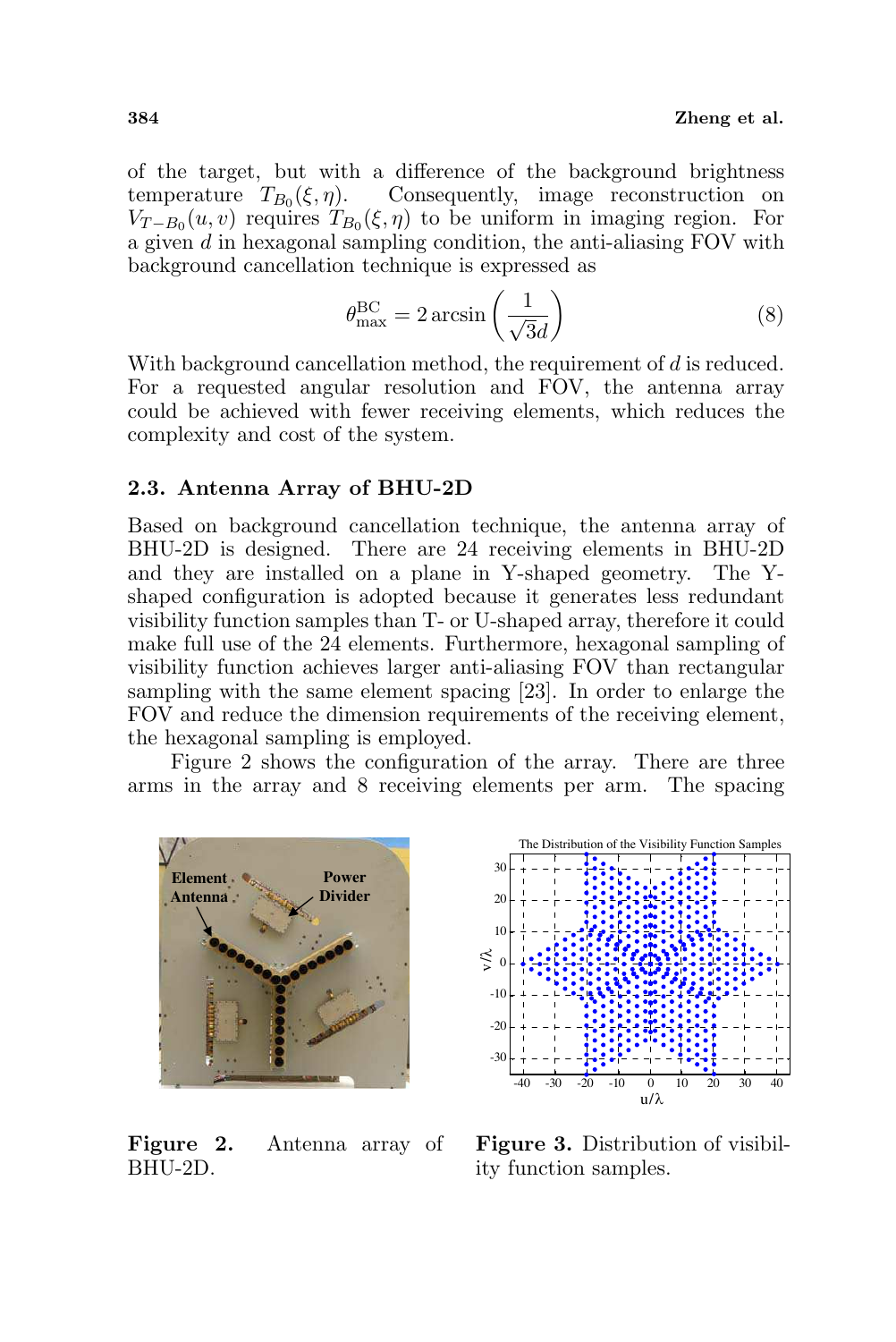of the target, but with a difference of the background brightness temperature $T_{B_0}(\xi, \eta)$. Consequently, image reconstruction on $V_{T-B_0}(u, v)$ requires $T_{B_0}(\xi, \eta)$ to be uniform in imaging region. For a given $d$ in hexagonal sampling condition, the anti-aliasing FOV with background cancellation technique is expressed as

$$\theta_{\max}^{\mathrm{BC}} = 2 \arcsin\left(\frac{1}{\sqrt{3}d}\right) \tag{8}$$

With background cancellation method, the requirement of $d$ is reduced. For a requested angular resolution and FOV, the antenna array could be achieved with fewer receiving elements, which reduces the complexity and cost of the system.

### 2.3. Antenna Array of BHU-2D

Based on background cancellation technique, the antenna array of BHU-2D is designed. There are 24 receiving elements in BHU-2D and they are installed on a plane in Y-shaped geometry. The Y-shaped configuration is adopted because it generates less redundant visibility function samples than T- or U-shaped array, therefore it could make full use of the 24 elements. Furthermore, hexagonal sampling of visibility function achieves larger anti-aliasing FOV than rectangular sampling with the same element spacing [23]. In order to enlarge the FOV and reduce the dimension requirements of the receiving element, the hexagonal sampling is employed.

Figure 2 shows the configuration of the array. There are three arms in the array and 8 receiving elements per arm. The spacing

**Figure 2.** Antenna array of BHU-2D.

**Figure 3.** Distribution of visibility function samples.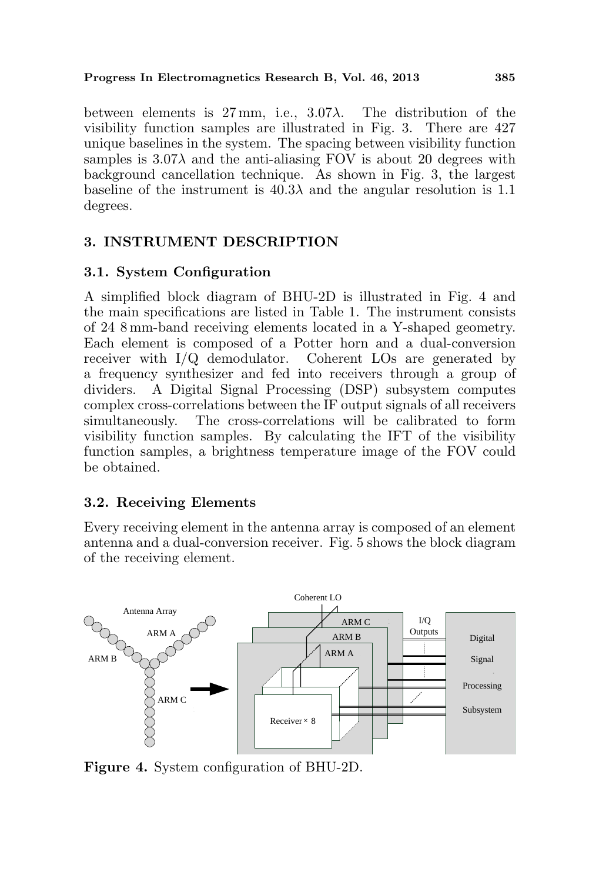between elements is 27 mm, i.e., $3.07\lambda$. The distribution of the visibility function samples are illustrated in Fig. 3. There are 427 unique baselines in the system. The spacing between visibility function samples is $3.07\lambda$ and the anti-aliasing FOV is about 20 degrees with background cancellation technique. As shown in Fig. 3, the largest baseline of the instrument is $40.3\lambda$ and the angular resolution is 1.1 degrees.

## 3. INSTRUMENT DESCRIPTION

### 3.1. System Configuration

A simplified block diagram of BHU-2D is illustrated in Fig. 4 and the main specifications are listed in Table 1. The instrument consists of 24 8 mm-band receiving elements located in a Y-shaped geometry. Each element is composed of a Potter horn and a dual-conversion receiver with I/Q demodulator. Coherent LOs are generated by a frequency synthesizer and fed into receivers through a group of dividers. A Digital Signal Processing (DSP) subsystem computes complex cross-correlations between the IF output signals of all receivers simultaneously. The cross-correlations will be calibrated to form visibility function samples. By calculating the IFT of the visibility function samples, a brightness temperature image of the FOV could be obtained.

### 3.2. Receiving Elements

Every receiving element in the antenna array is composed of an element antenna and a dual-conversion receiver. Fig. 5 shows the block diagram of the receiving element.

**Figure 4.** System configuration of BHU-2D.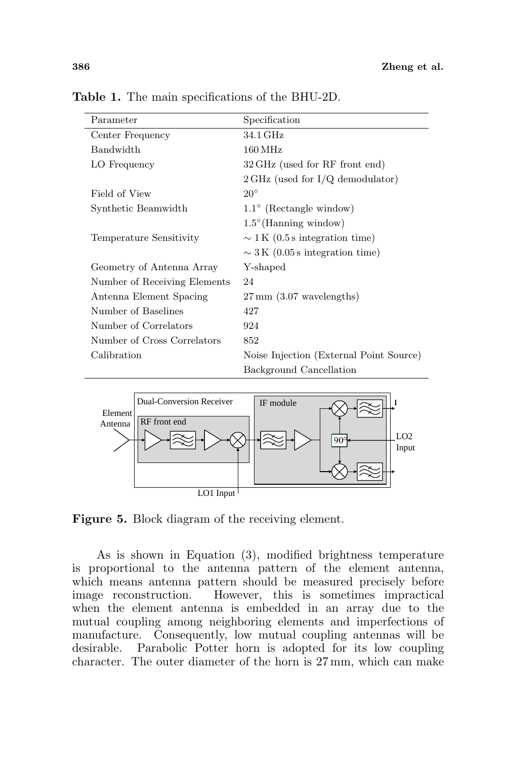**Table 1.** The main specifications of the BHU-2D.

| Parameter | Specification |
|---|---|
| Center Frequency | 34.1 GHz |
| Bandwidth | 160 MHz |
| LO Frequency | 32 GHz (used for RF front end) |
| | 2 GHz (used for I/Q demodulator) |
| Field of View | $20^\circ$ |
| Synthetic Beamwidth | $1.1^\circ$ (Rectangle window) |
| | $1.5^\circ$(Hanning window) |
| Temperature Sensitivity | $\sim 1$ K (0.5 s integration time) |
| | $\sim 3$ K (0.05 s integration time) |
| Geometry of Antenna Array | Y-shaped |
| Number of Receiving Elements | 24 |
| Antenna Element Spacing | 27 mm (3.07 wavelengths) |
| Number of Baselines | 427 |
| Number of Correlators | 924 |
| Number of Cross Correlators | 852 |
| Calibration | Noise Injection (External Point Source) |
| | Background Cancellation |

**Figure 5.** Block diagram of the receiving element.

As is shown in Equation (3), modified brightness temperature is proportional to the antenna pattern of the element antenna, which means antenna pattern should be measured precisely before image reconstruction. However, this is sometimes impractical when the element antenna is embedded in an array due to the mutual coupling among neighboring elements and imperfections of manufacture. Consequently, low mutual coupling antennas will be desirable. Parabolic Potter horn is adopted for its low coupling character. The outer diameter of the horn is 27 mm, which can make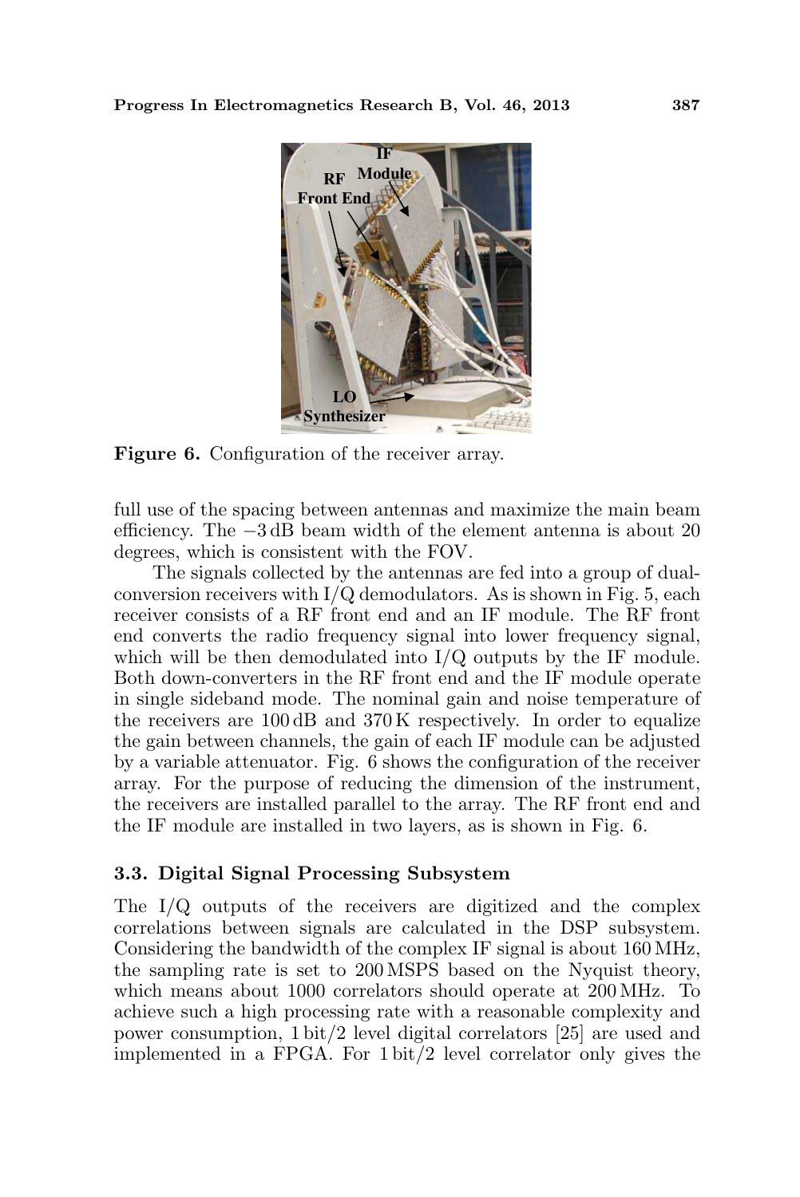**Figure 6.** Configuration of the receiver array.

full use of the spacing between antennas and maximize the main beam efficiency. The $-3$ dB beam width of the element antenna is about 20 degrees, which is consistent with the FOV.

The signals collected by the antennas are fed into a group of dual-conversion receivers with I/Q demodulators. As is shown in Fig. 5, each receiver consists of a RF front end and an IF module. The RF front end converts the radio frequency signal into lower frequency signal, which will be then demodulated into I/Q outputs by the IF module. Both down-converters in the RF front end and the IF module operate in single sideband mode. The nominal gain and noise temperature of the receivers are 100 dB and 370 K respectively. In order to equalize the gain between channels, the gain of each IF module can be adjusted by a variable attenuator. Fig. 6 shows the configuration of the receiver array. For the purpose of reducing the dimension of the instrument, the receivers are installed parallel to the array. The RF front end and the IF module are installed in two layers, as is shown in Fig. 6.

### 3.3. Digital Signal Processing Subsystem

The I/Q outputs of the receivers are digitized and the complex correlations between signals are calculated in the DSP subsystem. Considering the bandwidth of the complex IF signal is about 160 MHz, the sampling rate is set to 200 MSPS based on the Nyquist theory, which means about 1000 correlators should operate at 200 MHz. To achieve such a high processing rate with a reasonable complexity and power consumption, 1 bit/2 level digital correlators [25] are used and implemented in a FPGA. For 1 bit/2 level correlator only gives the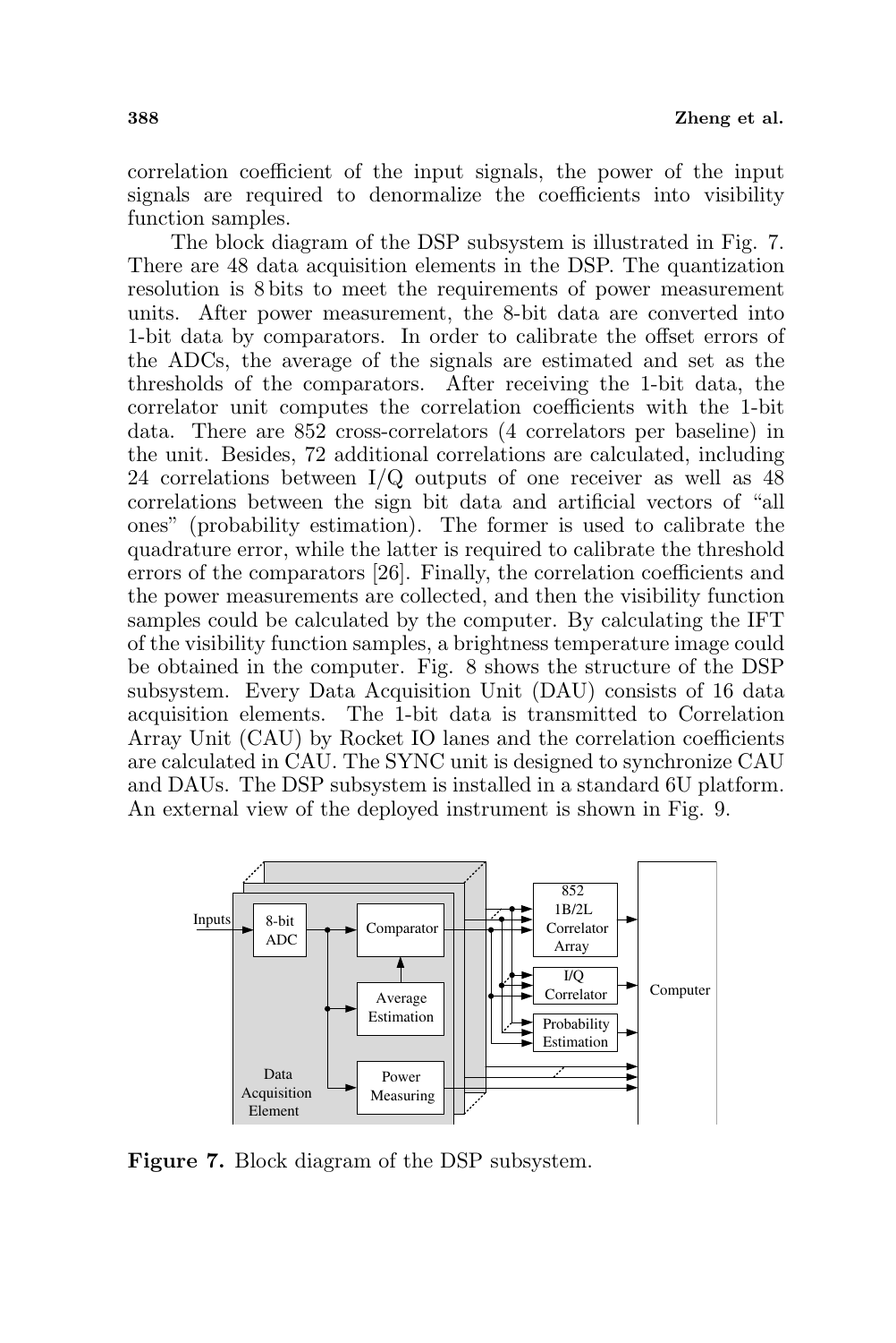correlation coefficient of the input signals, the power of the input signals are required to denormalize the coefficients into visibility function samples.

The block diagram of the DSP subsystem is illustrated in Fig. 7. There are 48 data acquisition elements in the DSP. The quantization resolution is 8 bits to meet the requirements of power measurement units. After power measurement, the 8-bit data are converted into 1-bit data by comparators. In order to calibrate the offset errors of the ADCs, the average of the signals are estimated and set as the thresholds of the comparators. After receiving the 1-bit data, the correlator unit computes the correlation coefficients with the 1-bit data. There are 852 cross-correlators (4 correlators per baseline) in the unit. Besides, 72 additional correlations are calculated, including 24 correlations between I/Q outputs of one receiver as well as 48 correlations between the sign bit data and artificial vectors of "all ones" (probability estimation). The former is used to calibrate the quadrature error, while the latter is required to calibrate the threshold errors of the comparators [26]. Finally, the correlation coefficients and the power measurements are collected, and then the visibility function samples could be calculated by the computer. By calculating the IFT of the visibility function samples, a brightness temperature image could be obtained in the computer. Fig. 8 shows the structure of the DSP subsystem. Every Data Acquisition Unit (DAU) consists of 16 data acquisition elements. The 1-bit data is transmitted to Correlation Array Unit (CAU) by Rocket IO lanes and the correlation coefficients are calculated in CAU. The SYNC unit is designed to synchronize CAU and DAUs. The DSP subsystem is installed in a standard 6U platform. An external view of the deployed instrument is shown in Fig. 9.

**Figure 7.** Block diagram of the DSP subsystem.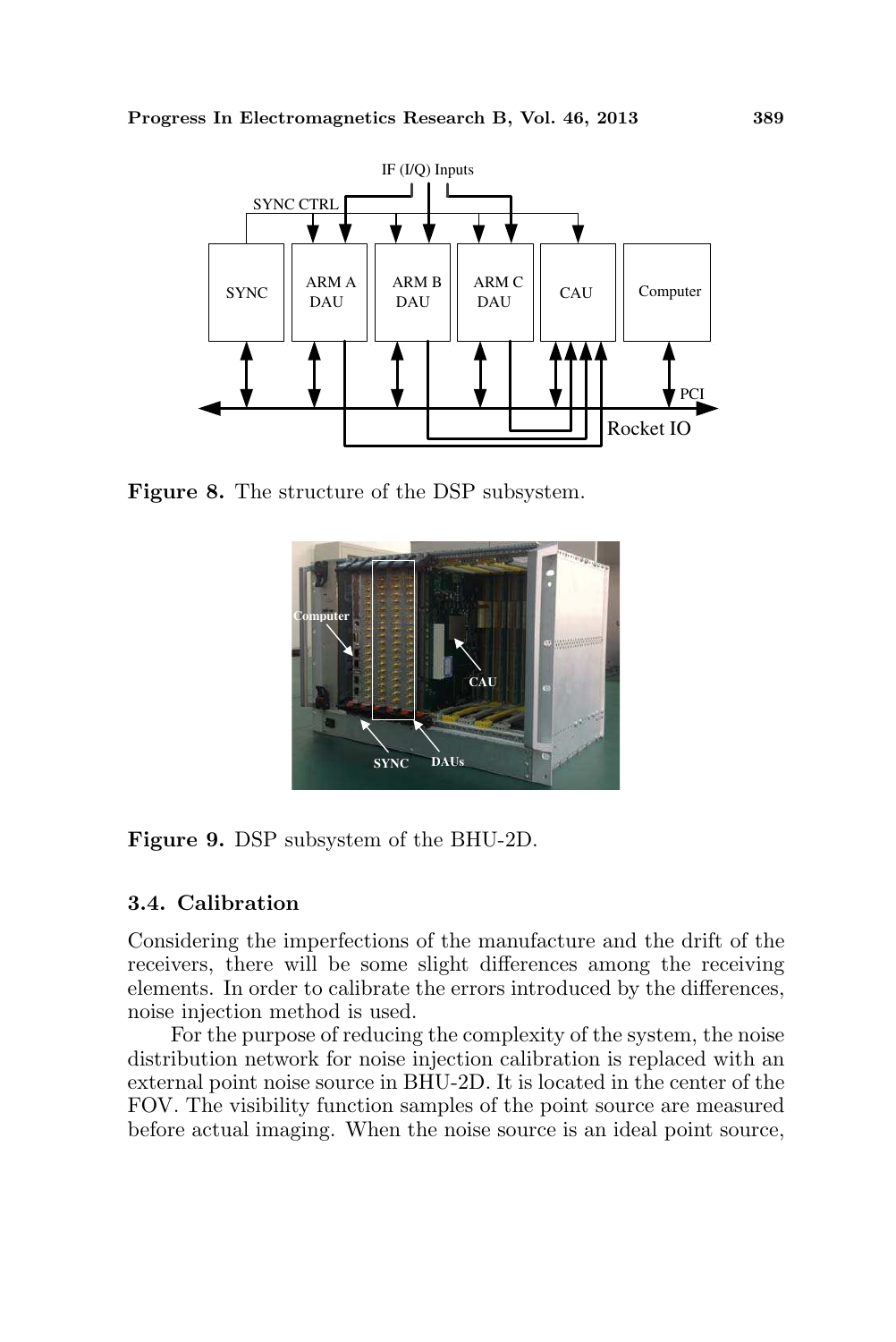Figure 8. The structure of the DSP subsystem.

Figure 9. DSP subsystem of the BHU-2D.

### 3.4. Calibration

Considering the imperfections of the manufacture and the drift of the receivers, there will be some slight differences among the receiving elements. In order to calibrate the errors introduced by the differences, noise injection method is used.

For the purpose of reducing the complexity of the system, the noise distribution network for noise injection calibration is replaced with an external point noise source in BHU-2D. It is located in the center of the FOV. The visibility function samples of the point source are measured before actual imaging. When the noise source is an ideal point source,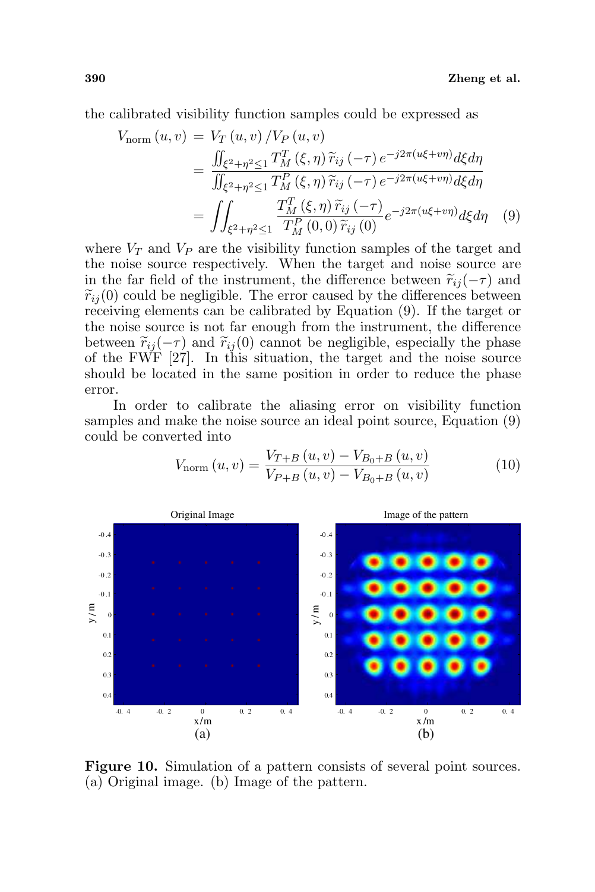the calibrated visibility function samples could be expressed as

$$
\begin{aligned}
V_{\text{norm}}(u,v) &= V_T(u,v)/V_P(u,v) \\
&= \frac{\iint_{\xi^2+\eta^2\le 1} T_M^T(\xi,\eta)\,\widetilde{r}_{ij}(-\tau)\,e^{-j2\pi(u\xi+v\eta)}d\xi d\eta}{\iint_{\xi^2+\eta^2\le 1} T_M^P(\xi,\eta)\,\widetilde{r}_{ij}(-\tau)\,e^{-j2\pi(u\xi+v\eta)}d\xi d\eta} \\
&= \iint_{\xi^2+\eta^2\le 1} \frac{T_M^T(\xi,\eta)\,\widetilde{r}_{ij}(-\tau)}{T_M^P(0,0)\,\widetilde{r}_{ij}(0)} e^{-j2\pi(u\xi+v\eta)}d\xi d\eta \qquad (9)
\end{aligned}
$$

where $V_T$ and $V_P$ are the visibility function samples of the target and the noise source respectively. When the target and noise source are in the far field of the instrument, the difference between $\widetilde{r}_{ij}(-\tau)$ and $\widetilde{r}_{ij}(0)$ could be negligible. The error caused by the differences between receiving elements can be calibrated by Equation (9). If the target or the noise source is not far enough from the instrument, the difference between $\widetilde{r}_{ij}(-\tau)$ and $\widetilde{r}_{ij}(0)$ cannot be negligible, especially the phase of the FWF [27]. In this situation, the target and the noise source should be located in the same position in order to reduce the phase error.

In order to calibrate the aliasing error on visibility function samples and make the noise source an ideal point source, Equation (9) could be converted into

$$
V_{\text{norm}}(u,v) = \frac{V_{T+B}(u,v) - V_{B_0+B}(u,v)}{V_{P+B}(u,v) - V_{B_0+B}(u,v)} \qquad (10)
$$

**Figure 10.** Simulation of a pattern consists of several point sources. (a) Original image. (b) Image of the pattern.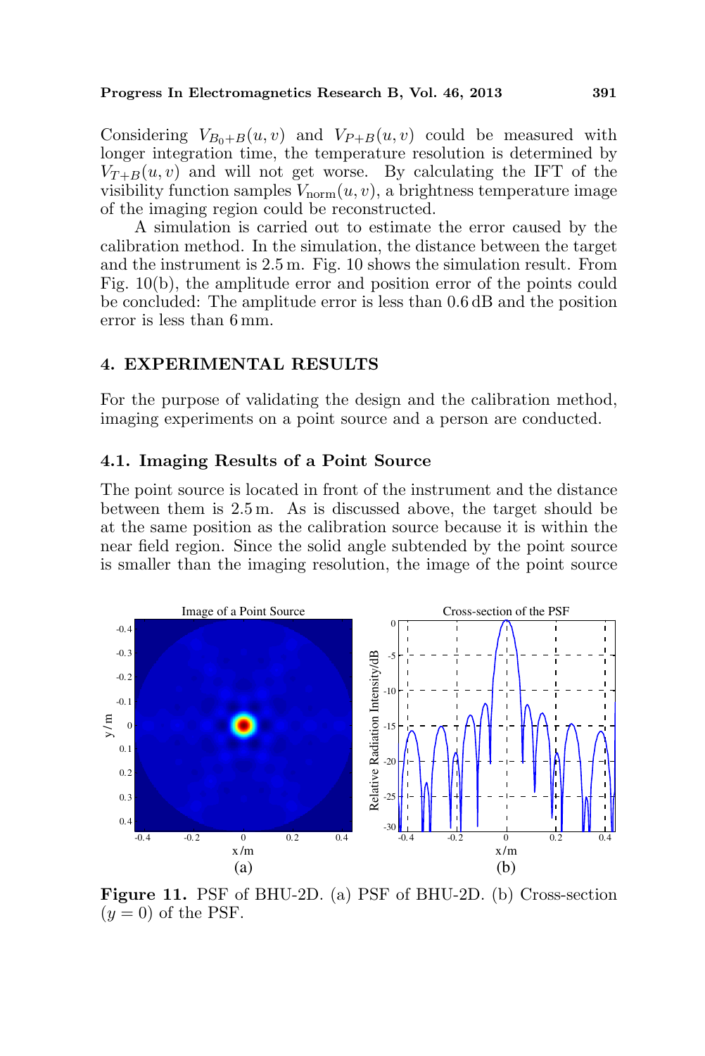Considering $V_{B_0+B}(u,v)$ and $V_{P+B}(u,v)$ could be measured with longer integration time, the temperature resolution is determined by $V_{T+B}(u,v)$ and will not get worse. By calculating the IFT of the visibility function samples $V_{\text{norm}}(u,v)$, a brightness temperature image of the imaging region could be reconstructed.

A simulation is carried out to estimate the error caused by the calibration method. In the simulation, the distance between the target and the instrument is 2.5 m. Fig. 10 shows the simulation result. From Fig. 10(b), the amplitude error and position error of the points could be concluded: The amplitude error is less than 0.6 dB and the position error is less than 6 mm.

## 4. EXPERIMENTAL RESULTS

For the purpose of validating the design and the calibration method, imaging experiments on a point source and a person are conducted.

### 4.1. Imaging Results of a Point Source

The point source is located in front of the instrument and the distance between them is 2.5 m. As is discussed above, the target should be at the same position as the calibration source because it is within the near field region. Since the solid angle subtended by the point source is smaller than the imaging resolution, the image of the point source

**Figure 11.** PSF of BHU-2D. (a) PSF of BHU-2D. (b) Cross-section ($y = 0$) of the PSF.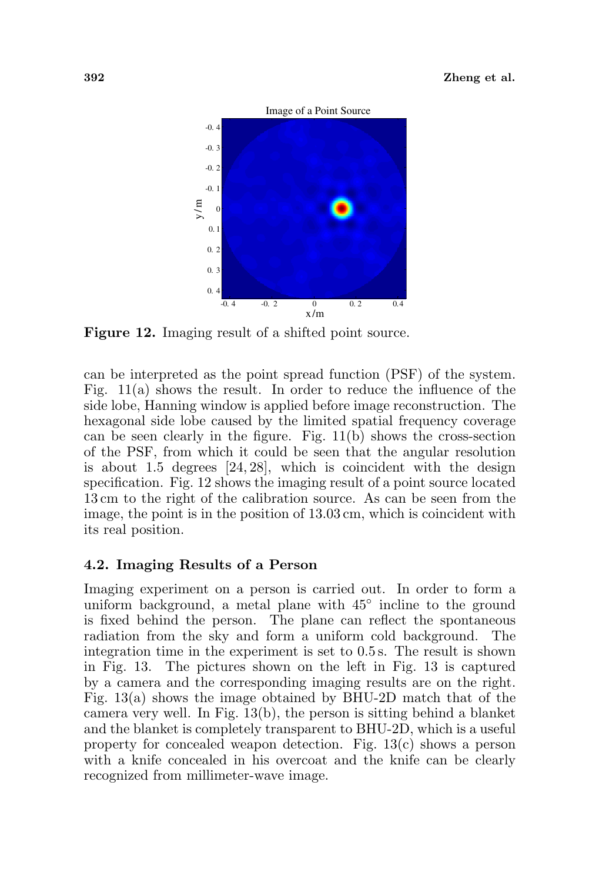**Figure 12.** Imaging result of a shifted point source.

can be interpreted as the point spread function (PSF) of the system. Fig. 11(a) shows the result. In order to reduce the influence of the side lobe, Hanning window is applied before image reconstruction. The hexagonal side lobe caused by the limited spatial frequency coverage can be seen clearly in the figure. Fig. 11(b) shows the cross-section of the PSF, from which it could be seen that the angular resolution is about 1.5 degrees [24, 28], which is coincident with the design specification. Fig. 12 shows the imaging result of a point source located 13 cm to the right of the calibration source. As can be seen from the image, the point is in the position of 13.03 cm, which is coincident with its real position.

### 4.2. Imaging Results of a Person

Imaging experiment on a person is carried out. In order to form a uniform background, a metal plane with 45° incline to the ground is fixed behind the person. The plane can reflect the spontaneous radiation from the sky and form a uniform cold background. The integration time in the experiment is set to 0.5 s. The result is shown in Fig. 13. The pictures shown on the left in Fig. 13 is captured by a camera and the corresponding imaging results are on the right. Fig. 13(a) shows the image obtained by BHU-2D match that of the camera very well. In Fig. 13(b), the person is sitting behind a blanket and the blanket is completely transparent to BHU-2D, which is a useful property for concealed weapon detection. Fig. 13(c) shows a person with a knife concealed in his overcoat and the knife can be clearly recognized from millimeter-wave image.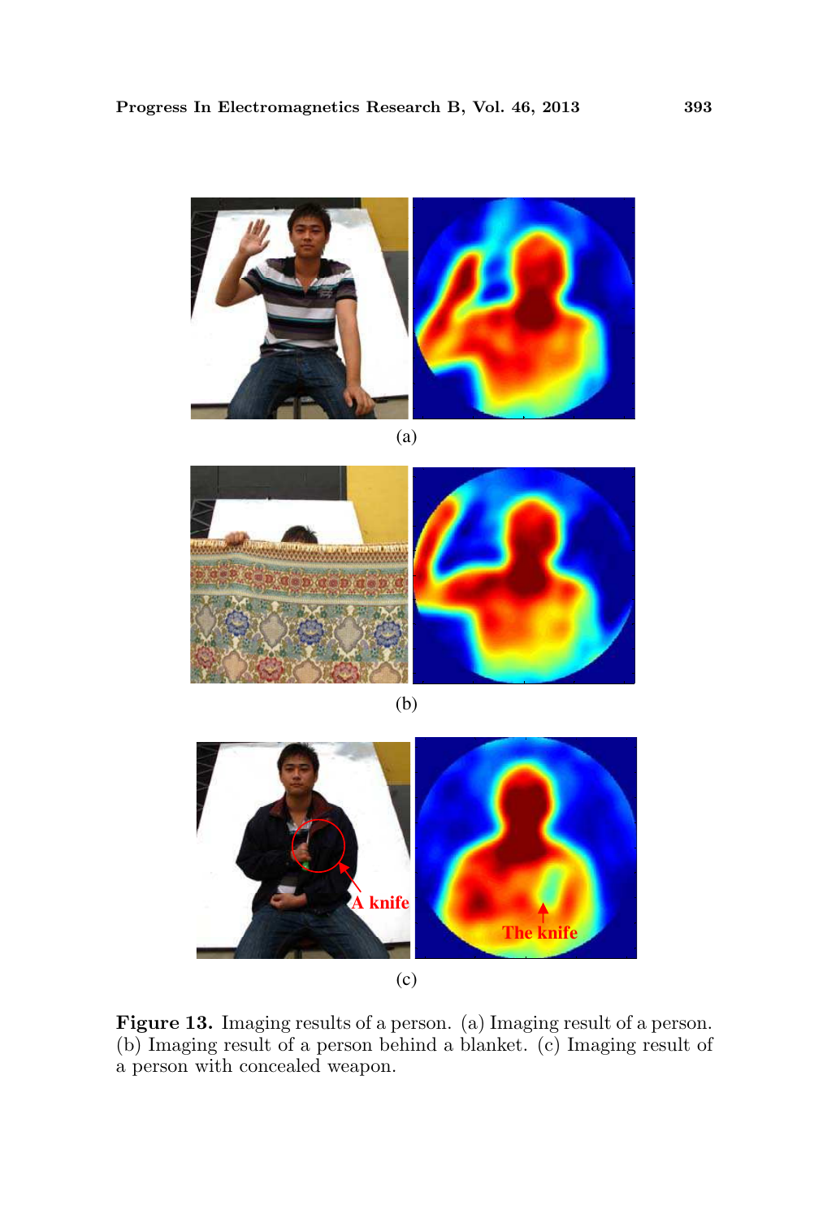(a)

(b)

(c)

**Figure 13.** Imaging results of a person. (a) Imaging result of a person. (b) Imaging result of a person behind a blanket. (c) Imaging result of a person with concealed weapon.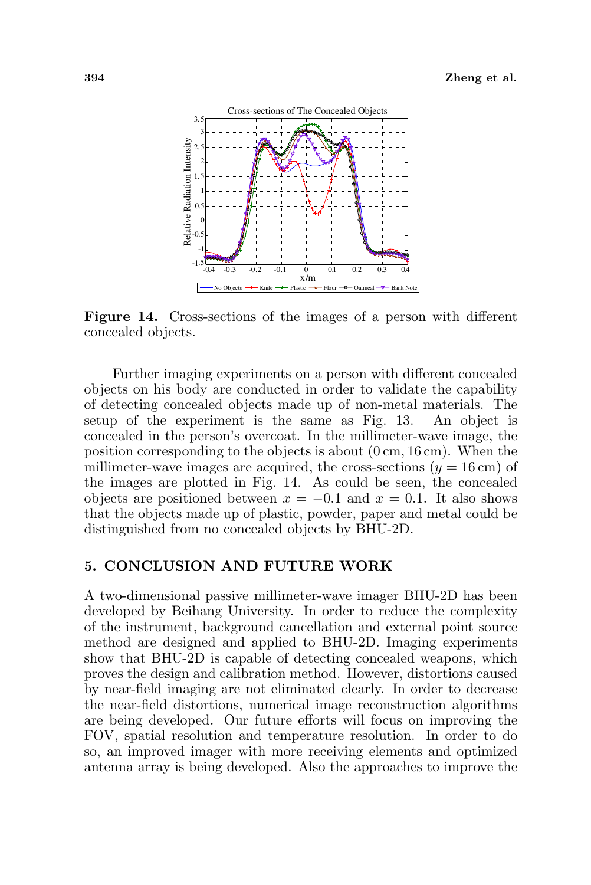**Figure 14.** Cross-sections of the images of a person with different concealed objects.

Further imaging experiments on a person with different concealed objects on his body are conducted in order to validate the capability of detecting concealed objects made up of non-metal materials. The setup of the experiment is the same as Fig. 13. An object is concealed in the person's overcoat. In the millimeter-wave image, the position corresponding to the objects is about (0 cm, 16 cm). When the millimeter-wave images are acquired, the cross-sections ($y = 16$ cm) of the images are plotted in Fig. 14. As could be seen, the concealed objects are positioned between $x = -0.1$ and $x = 0.1$. It also shows that the objects made up of plastic, powder, paper and metal could be distinguished from no concealed objects by BHU-2D.

## 5. CONCLUSION AND FUTURE WORK

A two-dimensional passive millimeter-wave imager BHU-2D has been developed by Beihang University. In order to reduce the complexity of the instrument, background cancellation and external point source method are designed and applied to BHU-2D. Imaging experiments show that BHU-2D is capable of detecting concealed weapons, which proves the design and calibration method. However, distortions caused by near-field imaging are not eliminated clearly. In order to decrease the near-field distortions, numerical image reconstruction algorithms are being developed. Our future efforts will focus on improving the FOV, spatial resolution and temperature resolution. In order to do so, an improved imager with more receiving elements and optimized antenna array is being developed. Also the approaches to improve the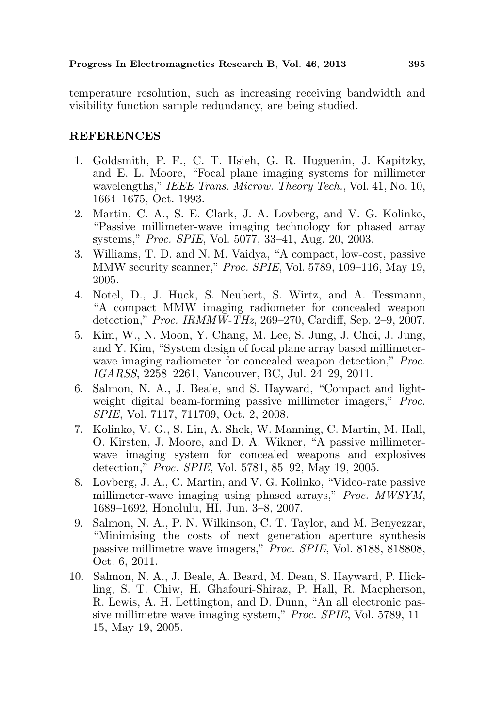temperature resolution, such as increasing receiving bandwidth and visibility function sample redundancy, are being studied.

## REFERENCES

1. Goldsmith, P. F., C. T. Hsieh, G. R. Huguenin, J. Kapitzky, and E. L. Moore, "Focal plane imaging systems for millimeter wavelengths," *IEEE Trans. Microw. Theory Tech.*, Vol. 41, No. 10, 1664–1675, Oct. 1993.
2. Martin, C. A., S. E. Clark, J. A. Lovberg, and V. G. Kolinko, "Passive millimeter-wave imaging technology for phased array systems," *Proc. SPIE*, Vol. 5077, 33–41, Aug. 20, 2003.
3. Williams, T. D. and N. M. Vaidya, "A compact, low-cost, passive MMW security scanner," *Proc. SPIE*, Vol. 5789, 109–116, May 19, 2005.
4. Notel, D., J. Huck, S. Neubert, S. Wirtz, and A. Tessmann, "A compact MMW imaging radiometer for concealed weapon detection," *Proc. IRMMW-THz*, 269–270, Cardiff, Sep. 2–9, 2007.
5. Kim, W., N. Moon, Y. Chang, M. Lee, S. Jung, J. Choi, J. Jung, and Y. Kim, "System design of focal plane array based millimeter-wave imaging radiometer for concealed weapon detection," *Proc. IGARSS*, 2258–2261, Vancouver, BC, Jul. 24–29, 2011.
6. Salmon, N. A., J. Beale, and S. Hayward, "Compact and light-weight digital beam-forming passive millimeter imagers," *Proc. SPIE*, Vol. 7117, 711709, Oct. 2, 2008.
7. Kolinko, V. G., S. Lin, A. Shek, W. Manning, C. Martin, M. Hall, O. Kirsten, J. Moore, and D. A. Wikner, "A passive millimeter-wave imaging system for concealed weapons and explosives detection," *Proc. SPIE*, Vol. 5781, 85–92, May 19, 2005.
8. Lovberg, J. A., C. Martin, and V. G. Kolinko, "Video-rate passive millimeter-wave imaging using phased arrays," *Proc. MWSYM*, 1689–1692, Honolulu, HI, Jun. 3–8, 2007.
9. Salmon, N. A., P. N. Wilkinson, C. T. Taylor, and M. Benyezzar, "Minimising the costs of next generation aperture synthesis passive millimetre wave imagers," *Proc. SPIE*, Vol. 8188, 818808, Oct. 6, 2011.
10. Salmon, N. A., J. Beale, A. Beard, M. Dean, S. Hayward, P. Hickling, S. T. Chiw, H. Ghafouri-Shiraz, P. Hall, R. Macpherson, R. Lewis, A. H. Lettington, and D. Dunn, "An all electronic passive millimetre wave imaging system," *Proc. SPIE*, Vol. 5789, 11–15, May 19, 2005.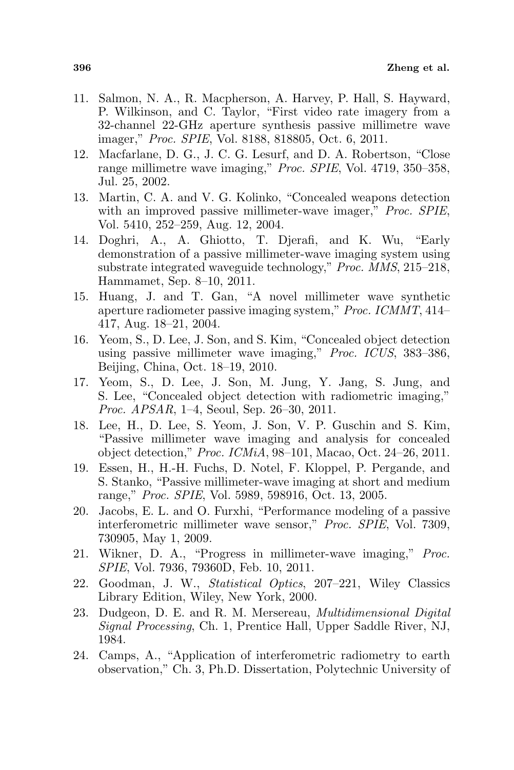11. Salmon, N. A., R. Macpherson, A. Harvey, P. Hall, S. Hayward, P. Wilkinson, and C. Taylor, "First video rate imagery from a 32-channel 22-GHz aperture synthesis passive millimetre wave imager," *Proc. SPIE*, Vol. 8188, 818805, Oct. 6, 2011.
12. Macfarlane, D. G., J. C. G. Lesurf, and D. A. Robertson, "Close range millimetre wave imaging," *Proc. SPIE*, Vol. 4719, 350–358, Jul. 25, 2002.
13. Martin, C. A. and V. G. Kolinko, "Concealed weapons detection with an improved passive millimeter-wave imager," *Proc. SPIE*, Vol. 5410, 252–259, Aug. 12, 2004.
14. Doghri, A., A. Ghiotto, T. Djerafi, and K. Wu, "Early demonstration of a passive millimeter-wave imaging system using substrate integrated waveguide technology," *Proc. MMS*, 215–218, Hammamet, Sep. 8–10, 2011.
15. Huang, J. and T. Gan, "A novel millimeter wave synthetic aperture radiometer passive imaging system," *Proc. ICMMT*, 414–417, Aug. 18–21, 2004.
16. Yeom, S., D. Lee, J. Son, and S. Kim, "Concealed object detection using passive millimeter wave imaging," *Proc. ICUS*, 383–386, Beijing, China, Oct. 18–19, 2010.
17. Yeom, S., D. Lee, J. Son, M. Jung, Y. Jang, S. Jung, and S. Lee, "Concealed object detection with radiometric imaging," *Proc. APSAR*, 1–4, Seoul, Sep. 26–30, 2011.
18. Lee, H., D. Lee, S. Yeom, J. Son, V. P. Guschin and S. Kim, "Passive millimeter wave imaging and analysis for concealed object detection," *Proc. ICMiA*, 98–101, Macao, Oct. 24–26, 2011.
19. Essen, H., H.-H. Fuchs, D. Notel, F. Kloppel, P. Pergande, and S. Stanko, "Passive millimeter-wave imaging at short and medium range," *Proc. SPIE*, Vol. 5989, 598916, Oct. 13, 2005.
20. Jacobs, E. L. and O. Furxhi, "Performance modeling of a passive interferometric millimeter wave sensor," *Proc. SPIE*, Vol. 7309, 730905, May 1, 2009.
21. Wikner, D. A., "Progress in millimeter-wave imaging," *Proc. SPIE*, Vol. 7936, 79360D, Feb. 10, 2011.
22. Goodman, J. W., *Statistical Optics*, 207–221, Wiley Classics Library Edition, Wiley, New York, 2000.
23. Dudgeon, D. E. and R. M. Mersereau, *Multidimensional Digital Signal Processing*, Ch. 1, Prentice Hall, Upper Saddle River, NJ, 1984.
24. Camps, A., "Application of interferometric radiometry to earth observation," Ch. 3, Ph.D. Dissertation, Polytechnic University of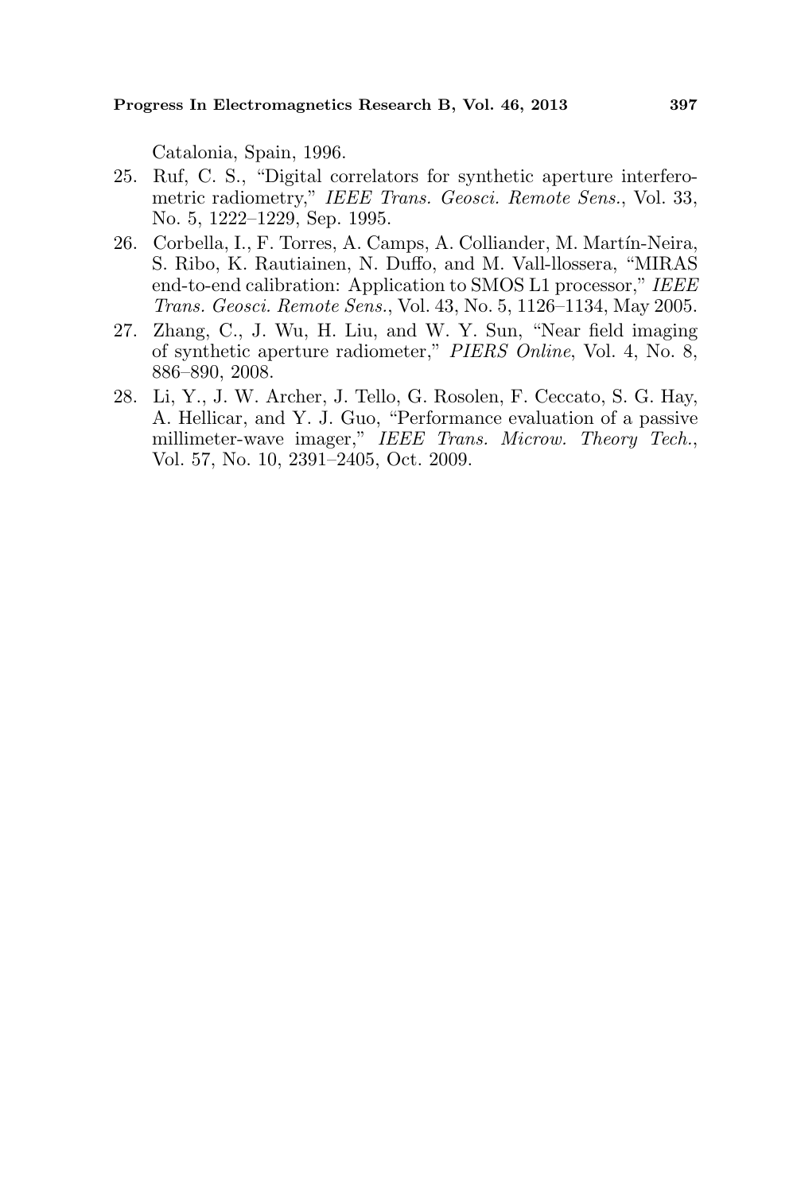Catalonia, Spain, 1996.

25. Ruf, C. S., "Digital correlators for synthetic aperture interferometric radiometry," *IEEE Trans. Geosci. Remote Sens.*, Vol. 33, No. 5, 1222–1229, Sep. 1995.
26. Corbella, I., F. Torres, A. Camps, A. Colliander, M. Martín-Neira, S. Ribo, K. Rautiainen, N. Duffo, and M. Vall-llossera, "MIRAS end-to-end calibration: Application to SMOS L1 processor," *IEEE Trans. Geosci. Remote Sens.*, Vol. 43, No. 5, 1126–1134, May 2005.
27. Zhang, C., J. Wu, H. Liu, and W. Y. Sun, "Near field imaging of synthetic aperture radiometer," *PIERS Online*, Vol. 4, No. 8, 886–890, 2008.
28. Li, Y., J. W. Archer, J. Tello, G. Rosolen, F. Ceccato, S. G. Hay, A. Hellicar, and Y. J. Guo, "Performance evaluation of a passive millimeter-wave imager," *IEEE Trans. Microw. Theory Tech.*, Vol. 57, No. 10, 2391–2405, Oct. 2009.